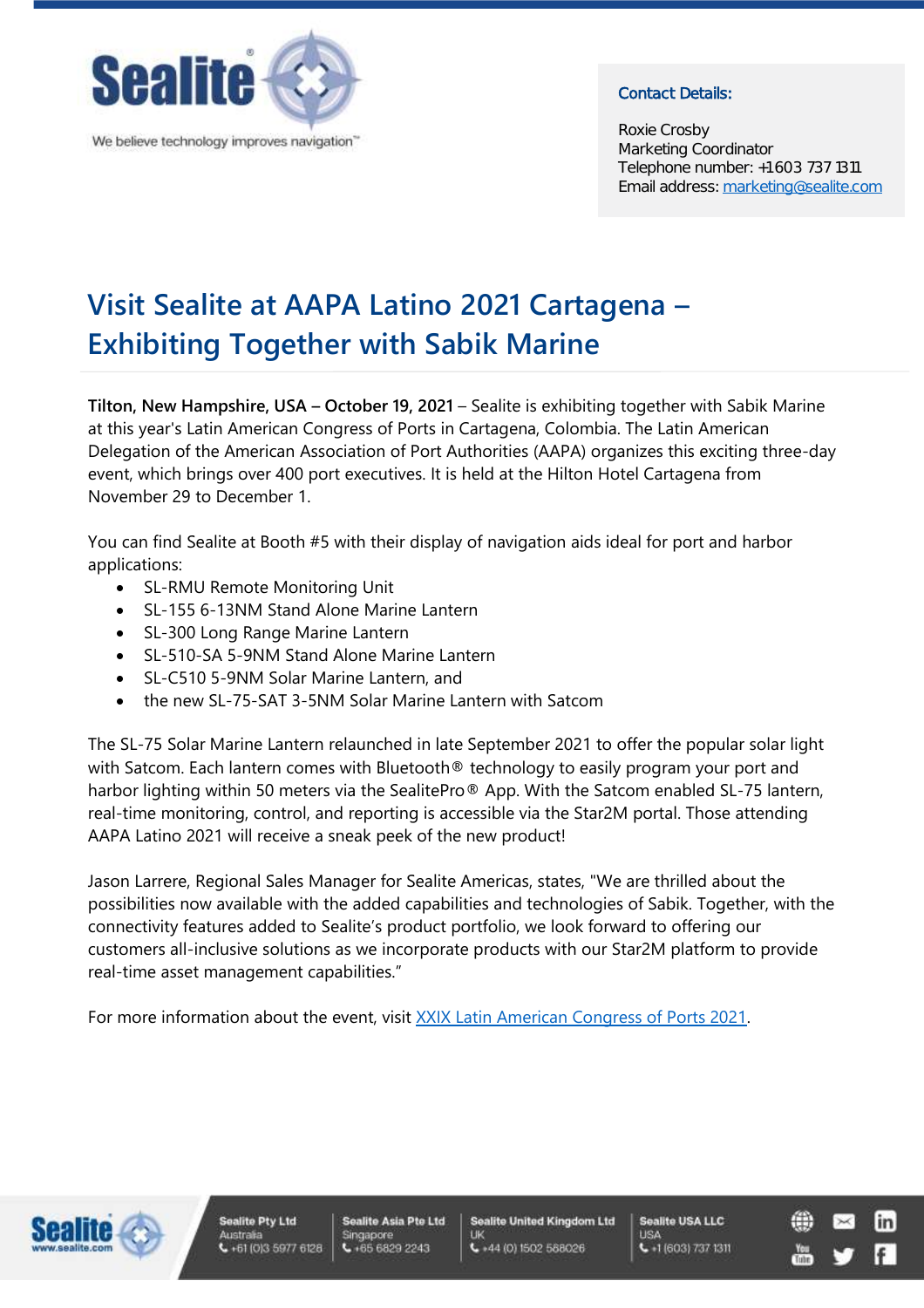Sealite

We believe technology improves navigation™

**Contact Details:**

Roxie Crosby
Marketing Coordinator
Telephone number: +1603 737 1311
Email address: marketing@sealite.com

# Visit Sealite at AAPA Latino 2021 Cartagena – Exhibiting Together with Sabik Marine

**Tilton, New Hampshire, USA – October 19, 2021** – Sealite is exhibiting together with Sabik Marine at this year's Latin American Congress of Ports in Cartagena, Colombia. The Latin American Delegation of the American Association of Port Authorities (AAPA) organizes this exciting three-day event, which brings over 400 port executives. It is held at the Hilton Hotel Cartagena from November 29 to December 1.

You can find Sealite at Booth #5 with their display of navigation aids ideal for port and harbor applications:

- SL-RMU Remote Monitoring Unit
- SL-155 6-13NM Stand Alone Marine Lantern
- SL-300 Long Range Marine Lantern
- SL-510-SA 5-9NM Stand Alone Marine Lantern
- SL-C510 5-9NM Solar Marine Lantern, and
- the new SL-75-SAT 3-5NM Solar Marine Lantern with Satcom

The SL-75 Solar Marine Lantern relaunched in late September 2021 to offer the popular solar light with Satcom. Each lantern comes with Bluetooth® technology to easily program your port and harbor lighting within 50 meters via the SealitePro® App. With the Satcom enabled SL-75 lantern, real-time monitoring, control, and reporting is accessible via the Star2M portal. Those attending AAPA Latino 2021 will receive a sneak peek of the new product!

Jason Larrere, Regional Sales Manager for Sealite Americas, states, "We are thrilled about the possibilities now available with the added capabilities and technologies of Sabik. Together, with the connectivity features added to Sealite's product portfolio, we look forward to offering our customers all-inclusive solutions as we incorporate products with our Star2M platform to provide real-time asset management capabilities."

For more information about the event, visit XXIX Latin American Congress of Ports 2021.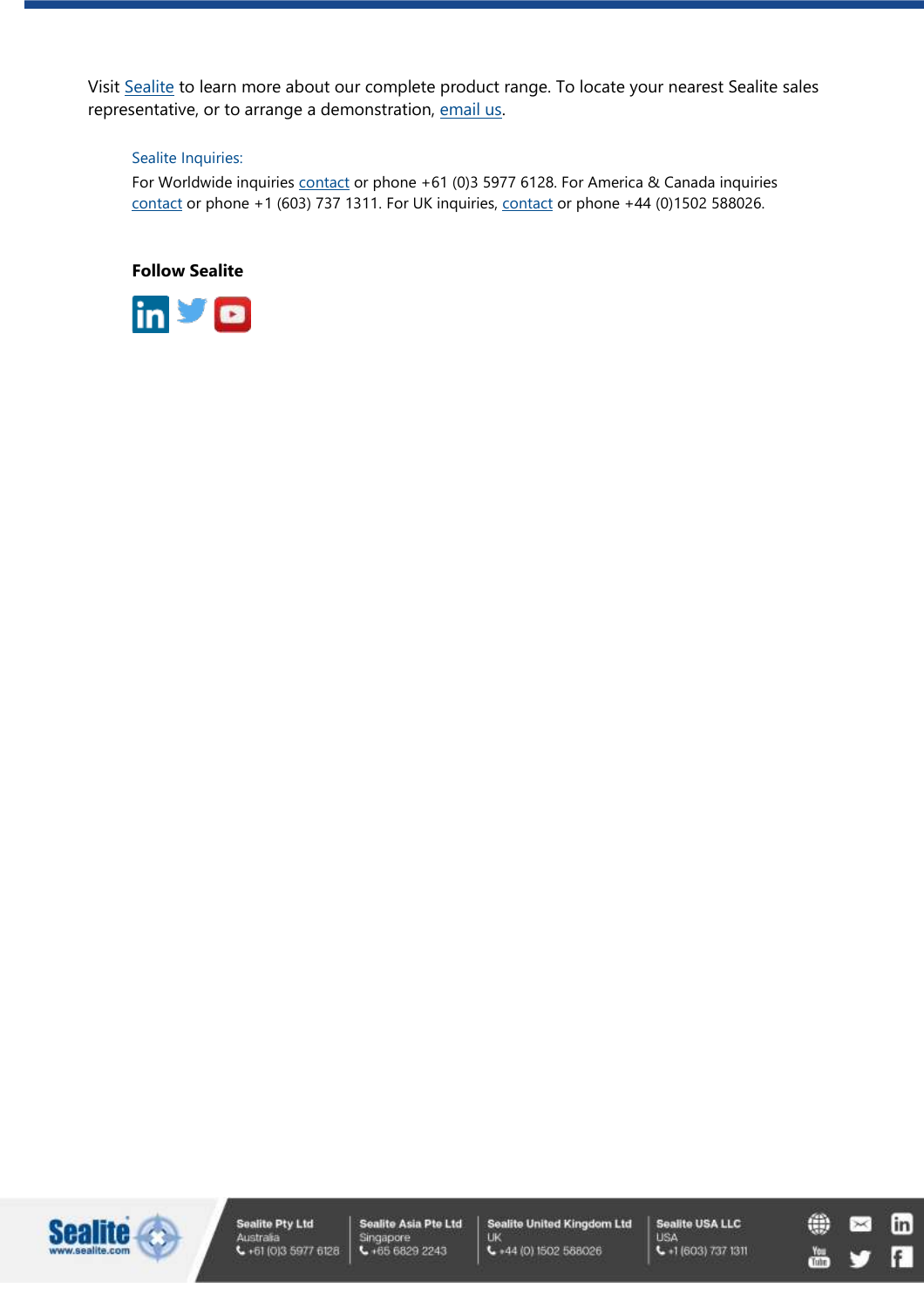Visit Sealite to learn more about our complete product range. To locate your nearest Sealite sales representative, or to arrange a demonstration, email us.

Sealite Inquiries:

For Worldwide inquiries contact or phone +61 (0)3 5977 6128. For America & Canada inquiries contact or phone +1 (603) 737 1311. For UK inquiries, contact or phone +44 (0)1502 588026.

**Follow Sealite**